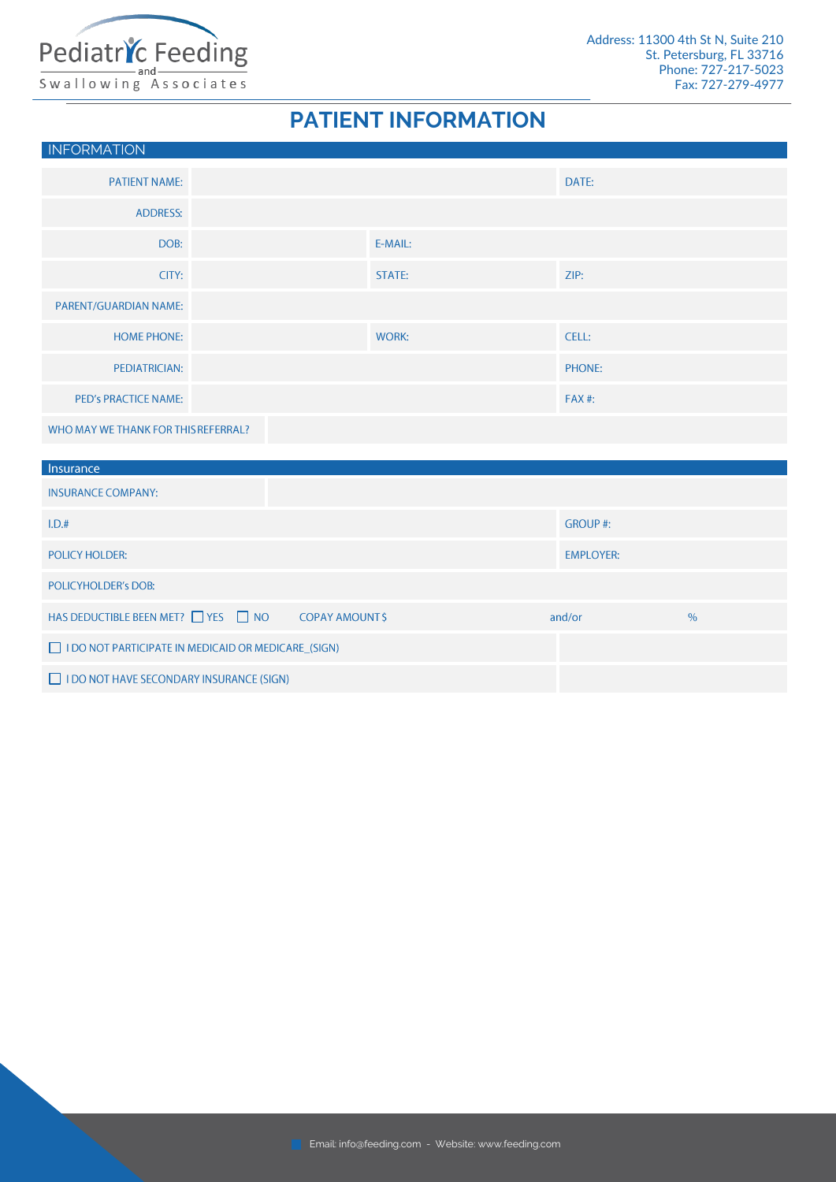Pediatric Feeding and Swallowing Associates

Address: 11300 4th St N, Suite 210
St. Petersburg, FL 33716
Phone: 727-217-5023
Fax: 727-279-4977

# PATIENT INFORMATION

## INFORMATION

| | | | |
|---|---|---|---|
| PATIENT NAME: | | | DATE: |
| ADDRESS: | | | |
| DOB: | | E-MAIL: | |
| CITY: | | STATE: | ZIP: |
| PARENT/GUARDIAN NAME: | | | |
| HOME PHONE: | | WORK: | CELL: |
| PEDIATRICIAN: | | | PHONE: |
| PED's PRACTICE NAME: | | | FAX #: |
| WHO MAY WE THANK FOR THIS REFERRAL? | | | |

## Insurance

| | |
|---|---|
| INSURANCE COMPANY: | |
| I.D.# | GROUP #: |
| POLICY HOLDER: | EMPLOYER: |
| POLICYHOLDER's DOB: | |
| HAS DEDUCTIBLE BEEN MET? ☐ YES ☐ NO COPAY AMOUNT $ | and/or % |
| ☐ I DO NOT PARTICIPATE IN MEDICAID OR MEDICARE_(SIGN) | |
| ☐ I DO NOT HAVE SECONDARY INSURANCE (SIGN) | |

Email: info@feeding.com - Website: www.feeding.com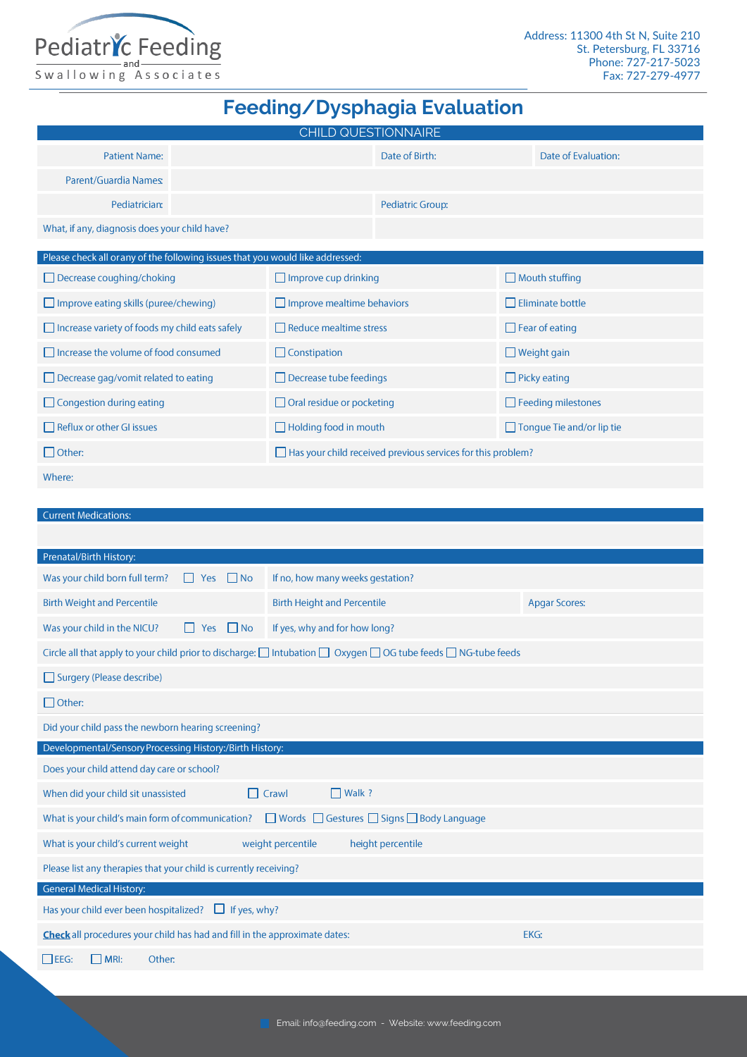Pediatric Feeding and Swallowing Associates

Address: 11300 4th St N, Suite 210
St. Petersburg, FL 33716
Phone: 727-217-5023
Fax: 727-279-4977

# Feeding/Dysphagia Evaluation

## CHILD QUESTIONNAIRE

| Patient Name: | | Date of Birth: | Date of Evaluation: |
|---|---|---|---|
| Parent/Guardia Names: | | | |
| Pediatrician: | | Pediatric Group: | |
| What, if any, diagnosis does your child have? | | | |

**Please check all or any of the following issues that you would like addressed:**

| | | |
|---|---|---|
| ☐ Decrease coughing/choking | ☐ Improve cup drinking | ☐ Mouth stuffing |
| ☐ Improve eating skills (puree/chewing) | ☐ Improve mealtime behaviors | ☐ Eliminate bottle |
| ☐ Increase variety of foods my child eats safely | ☐ Reduce mealtime stress | ☐ Fear of eating |
| ☐ Increase the volume of food consumed | ☐ Constipation | ☐ Weight gain |
| ☐ Decrease gag/vomit related to eating | ☐ Decrease tube feedings | ☐ Picky eating |
| ☐ Congestion during eating | ☐ Oral residue or pocketing | ☐ Feeding milestones |
| ☐ Reflux or other GI issues | ☐ Holding food in mouth | ☐ Tongue Tie and/or lip tie |
| ☐ Other: | ☐ Has your child received previous services for this problem? | |

Where:

**Current Medications:**

**Prenatal/Birth History:**

| | | |
|---|---|---|
| Was your child born full term? ☐ Yes ☐ No | If no, how many weeks gestation? | |
| Birth Weight and Percentile | Birth Height and Percentile | Apgar Scores: |
| Was your child in the NICU? ☐ Yes ☐ No | If yes, why and for how long? | |

Circle all that apply to your child prior to discharge: ☐ Intubation ☐ Oxygen ☐ OG tube feeds ☐ NG-tube feeds

☐ Surgery (Please describe)

☐ Other:

Did your child pass the newborn hearing screening?

**Developmental/Sensory Processing History:/Birth History:**

Does your child attend day care or school?

When did your child sit unassisted ☐ Crawl ☐ Walk ?

What is your child's main form of communication? ☐ Words ☐ Gestures ☐ Signs ☐ Body Language

What is your child's current weight    weight percentile    height percentile

Please list any therapies that your child is currently receiving?

**General Medical History:**

Has your child ever been hospitalized? ☐ If yes, why?

**Check** all procedures your child has had and fill in the approximate dates:    EKG:

☐ EEG: ☐ MRI: Other:

Email: info@feeding.com - Website: www.feeding.com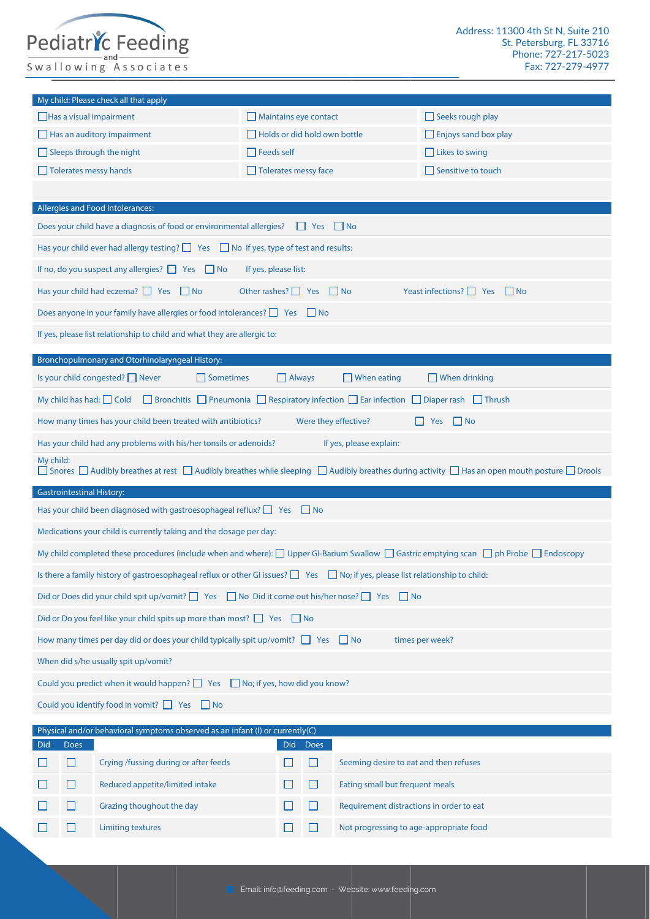# Pediatric Feeding and Swallowing Associates

Address: 11300 4th St N, Suite 210
St. Petersburg, FL 33716
Phone: 727-217-5023
Fax: 727-279-4977

## My child: Please check all that apply

| | | |
|---|---|---|
| ☐ Has a visual impairment | ☐ Maintains eye contact | ☐ Seeks rough play |
| ☐ Has an auditory impairment | ☐ Holds or did hold own bottle | ☐ Enjoys sand box play |
| ☐ Sleeps through the night | ☐ Feeds self | ☐ Likes to swing |
| ☐ Tolerates messy hands | ☐ Tolerates messy face | ☐ Sensitive to touch |

## Allergies and Food Intolerances:

Does your child have a diagnosis of food or environmental allergies? ☐ Yes ☐ No

Has your child ever had allergy testing? ☐ Yes ☐ No If yes, type of test and results:

If no, do you suspect any allergies? ☐ Yes ☐ No If yes, please list:

Has your child had eczema? ☐ Yes ☐ No Other rashes? ☐ Yes ☐ No Yeast infections? ☐ Yes ☐ No

Does anyone in your family have allergies or food intolerances? ☐ Yes ☐ No

If yes, please list relationship to child and what they are allergic to:

## Bronchopulmonary and Otorhinolaryngeal History:

Is your child congested? ☐ Never ☐ Sometimes ☐ Always ☐ When eating ☐ When drinking

My child has had: ☐ Cold ☐ Bronchitis ☐ Pneumonia ☐ Respiratory infection ☐ Ear infection ☐ Diaper rash ☐ Thrush

How many times has your child been treated with antibiotics? Were they effective? ☐ Yes ☐ No

Has your child had any problems with his/her tonsils or adenoids? If yes, please explain:

My child:
☐ Snores ☐ Audibly breathes at rest ☐ Audibly breathes while sleeping ☐ Audibly breathes during activity ☐ Has an open mouth posture ☐ Drools

## Gastrointestinal History:

Has your child been diagnosed with gastroesophageal reflux? ☐ Yes ☐ No

Medications your child is currently taking and the dosage per day:

My child completed these procedures (include when and where): ☐ Upper GI-Barium Swallow ☐ Gastric emptying scan ☐ ph Probe ☐ Endoscopy

Is there a family history of gastroesophageal reflux or other GI issues? ☐ Yes ☐ No; if yes, please list relationship to child:

Did or Does did your child spit up/vomit? ☐ Yes ☐ No Did it come out his/her nose? ☐ Yes ☐ No

Did or Do you feel like your child spits up more than most? ☐ Yes ☐ No

How many times per day did or does your child typically spit up/vomit? ☐ Yes ☐ No times per week?

When did s/he usually spit up/vomit?

Could you predict when it would happen? ☐ Yes ☐ No; if yes, how did you know?

Could you identify food in vomit? ☐ Yes ☐ No

## Physical and/or behavioral symptoms observed as an infant (I) or currently(C)

| Did | Does | | Did | Does | |
|---|---|---|---|---|---|
| ☐ | ☐ | Crying /fussing during or after feeds | ☐ | ☐ | Seeming desire to eat and then refuses |
| ☐ | ☐ | Reduced appetite/limited intake | ☐ | ☐ | Eating small but frequent meals |
| ☐ | ☐ | Grazing thoughout the day | ☐ | ☐ | Requirement distractions in order to eat |
| ☐ | ☐ | Limiting textures | ☐ | ☐ | Not progressing to age-appropriate food |

Email: info@feeding.com - Website: www.feeding.com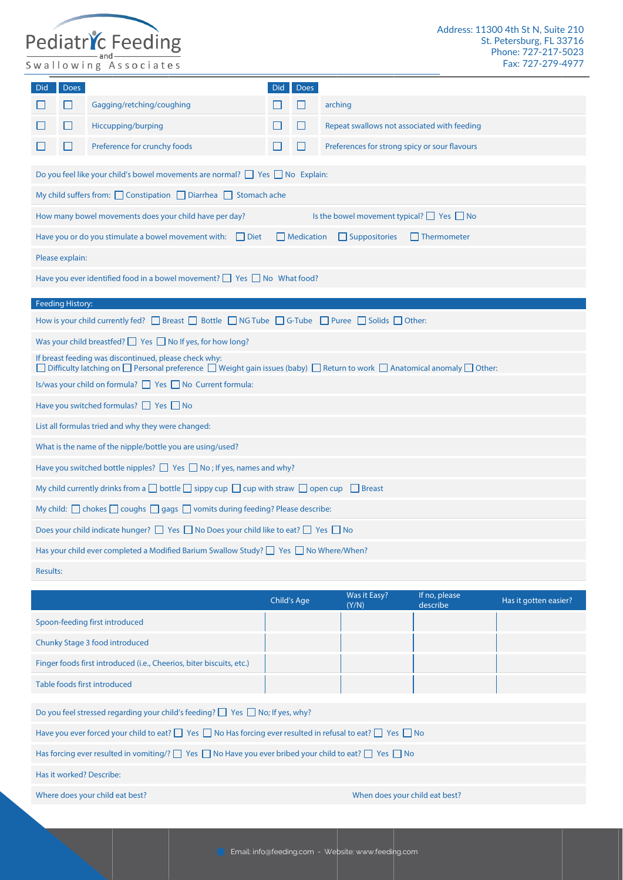| Did | Does | | Did | Does | |
|---|---|---|---|---|---|
| ☐ | ☐ | Gagging/retching/coughing | ☐ | ☐ | arching |
| ☐ | ☐ | Hiccupping/burping | ☐ | ☐ | Repeat swallows not associated with feeding |
| ☐ | ☐ | Preference for crunchy foods | ☐ | ☐ | Preferences for strong spicy or sour flavours |

Do you feel like your child's bowel movements are normal? ☐ Yes ☐ No Explain:

My child suffers from: ☐ Constipation ☐ Diarrhea ☐ Stomach ache

How many bowel movements does your child have per day? Is the bowel movement typical? ☐ Yes ☐ No

Have you or do you stimulate a bowel movement with: ☐ Diet ☐ Medication ☐ Suppositories ☐ Thermometer

Please explain:

Have you ever identified food in a bowel movement? ☐ Yes ☐ No What food?

## Feeding History:

How is your child currently fed? ☐ Breast ☐ Bottle ☐ NG Tube ☐ G-Tube ☐ Puree ☐ Solids ☐ Other:

Was your child breastfed? ☐ Yes ☐ No If yes, for how long?

If breast feeding was discontinued, please check why:
☐ Difficulty latching on ☐ Personal preference ☐ Weight gain issues (baby) ☐ Return to work ☐ Anatomical anomaly ☐ Other:

Is/was your child on formula? ☐ Yes ☐ No Current formula:

Have you switched formulas? ☐ Yes ☐ No

List all formulas tried and why they were changed:

What is the name of the nipple/bottle you are using/used?

Have you switched bottle nipples? ☐ Yes ☐ No ; If yes, names and why?

My child currently drinks from a ☐ bottle ☐ sippy cup ☐ cup with straw ☐ open cup ☐ Breast

My child: ☐ chokes ☐ coughs ☐ gags ☐ vomits during feeding? Please describe:

Does your child indicate hunger? ☐ Yes ☐ No Does your child like to eat? ☐ Yes ☐ No

Has your child ever completed a Modified Barium Swallow Study? ☐ Yes ☐ No Where/When?

Results:

| | Child's Age | Was it Easy? (Y/N) | If no, please describe | Has it gotten easier? |
|---|---|---|---|---|
| Spoon-feeding first introduced | | | | |
| Chunky Stage 3 food introduced | | | | |
| Finger foods first introduced (i.e., Cheerios, biter biscuits, etc.) | | | | |
| Table foods first introduced | | | | |

Do you feel stressed regarding your child's feeding? ☐ Yes ☐ No; If yes, why?

Have you ever forced your child to eat? ☐ Yes ☐ No Has forcing ever resulted in refusal to eat? ☐ Yes ☐ No

Has forcing ever resulted in vomiting/? ☐ Yes ☐ No Have you ever bribed your child to eat? ☐ Yes ☐ No

Has it worked? Describe:

Where does your child eat best? When does your child eat best?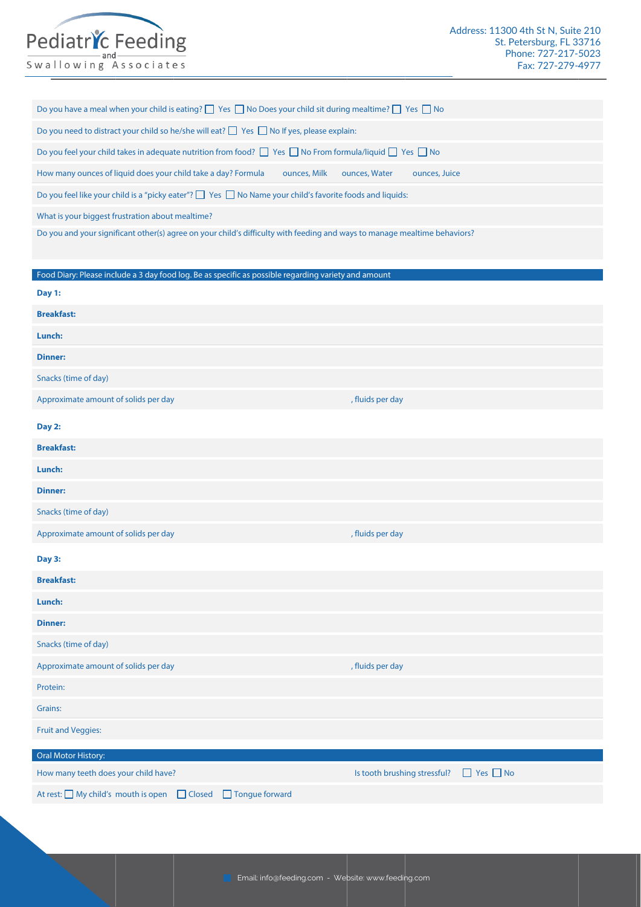Do you have a meal when your child is eating? ☐ Yes ☐ No Does your child sit during mealtime? ☐ Yes ☐ No

Do you need to distract your child so he/she will eat? ☐ Yes ☐ No If yes, please explain:

Do you feel your child takes in adequate nutrition from food? ☐ Yes ☐ No From formula/liquid ☐ Yes ☐ No

How many ounces of liquid does your child take a day? Formula ounces, Milk ounces, Water ounces, Juice

Do you feel like your child is a "picky eater"? ☐ Yes ☐ No Name your child's favorite foods and liquids:

What is your biggest frustration about mealtime?

Do you and your significant other(s) agree on your child's difficulty with feeding and ways to manage mealtime behaviors?

## Food Diary: Please include a 3 day food log. Be as specific as possible regarding variety and amount

**Day 1:**

**Breakfast:**

**Lunch:**

**Dinner:**

Snacks (time of day)

Approximate amount of solids per day , fluids per day

**Day 2:**

**Breakfast:**

**Lunch:**

**Dinner:**

Snacks (time of day)

Approximate amount of solids per day , fluids per day

**Day 3:**

**Breakfast:**

**Lunch:**

**Dinner:**

Snacks (time of day)

Approximate amount of solids per day , fluids per day

Protein:

Grains:

Fruit and Veggies:

## Oral Motor History:

How many teeth does your child have? Is tooth brushing stressful? ☐ Yes ☐ No

At rest: ☐ My child's mouth is open ☐ Closed ☐ Tongue forward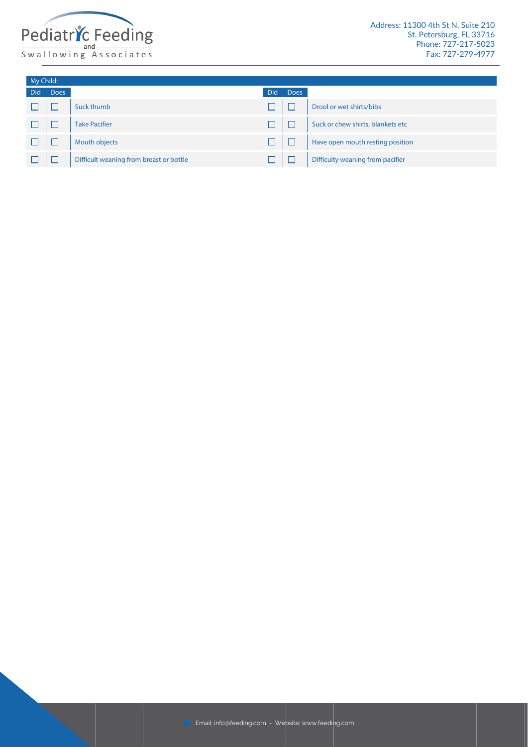My Child:

| Did | Does | | Did | Does | |
|---|---|---|---|---|---|
| ☐ | ☐ | Suck thumb | ☐ | ☐ | Drool or wet shirts/bibs |
| ☐ | ☐ | Take Pacifier | ☐ | ☐ | Suck or chew shirts, blankets etc |
| ☐ | ☐ | Mouth objects | ☐ | ☐ | Have open mouth resting position |
| ☐ | ☐ | Difficult weaning from breast or bottle | ☐ | ☐ | Difficulty weaning from pacifier |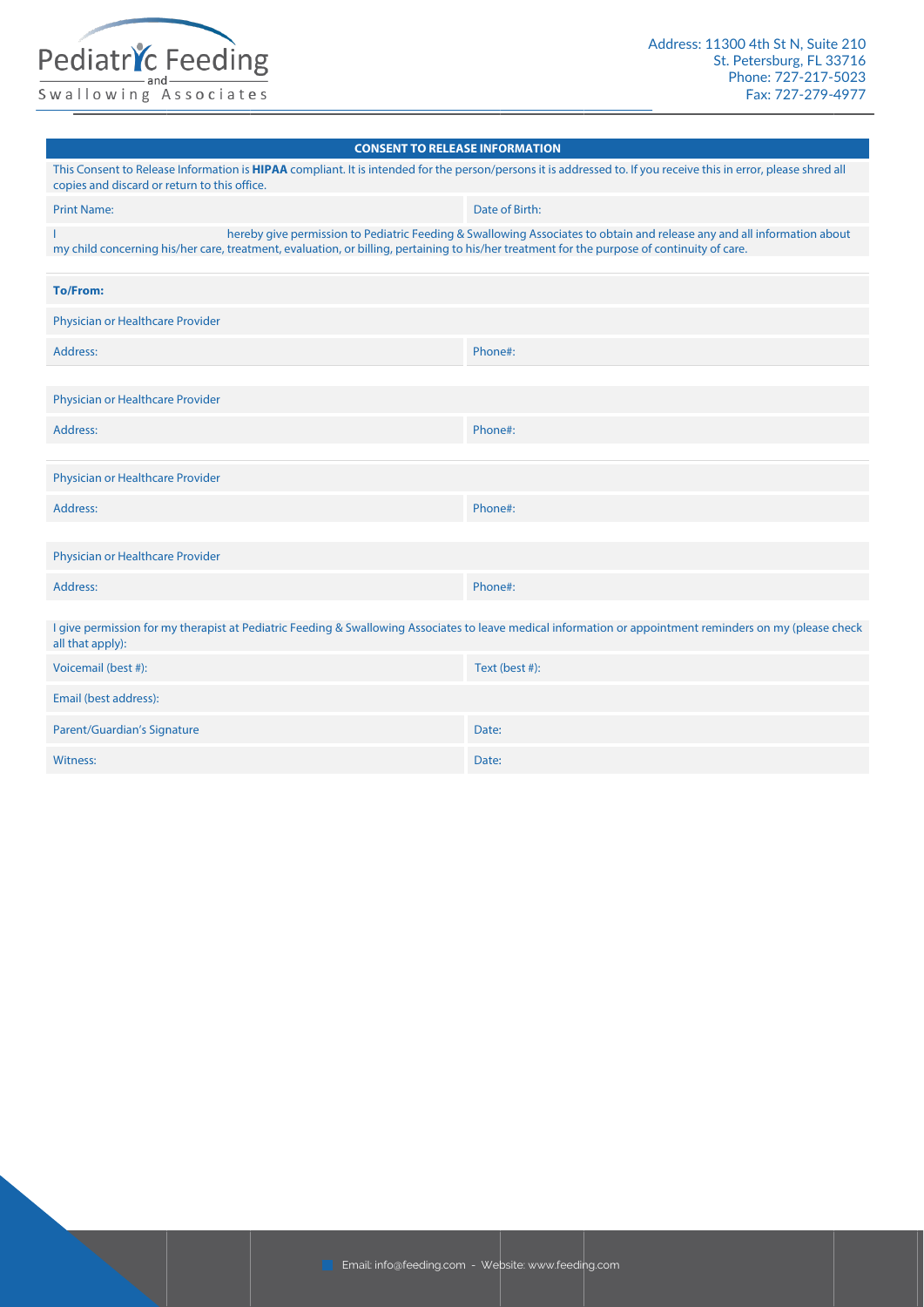Pediatric Feeding and Swallowing Associates

Address: 11300 4th St N, Suite 210
St. Petersburg, FL 33716
Phone: 727-217-5023
Fax: 727-279-4977

## CONSENT TO RELEASE INFORMATION

This Consent to Release Information is **HIPAA** compliant. It is intended for the person/persons it is addressed to. If you receive this in error, please shred all copies and discard or return to this office.

| Print Name: | Date of Birth: |
|---|---|

I hereby give permission to Pediatric Feeding & Swallowing Associates to obtain and release any and all information about my child concerning his/her care, treatment, evaluation, or billing, pertaining to his/her treatment for the purpose of continuity of care.

**To/From:**

| Physician or Healthcare Provider | |
|---|---|
| Address: | Phone#: |

| Physician or Healthcare Provider | |
|---|---|
| Address: | Phone#: |

| Physician or Healthcare Provider | |
|---|---|
| Address: | Phone#: |

| Physician or Healthcare Provider | |
|---|---|
| Address: | Phone#: |

I give permission for my therapist at Pediatric Feeding & Swallowing Associates to leave medical information or appointment reminders on my (please check all that apply):

| Voicemail (best #): | Text (best #): |
|---|---|
| Email (best address): | |
| Parent/Guardian's Signature | Date: |
| Witness: | Date: |

Email: info@feeding.com - Website: www.feeding.com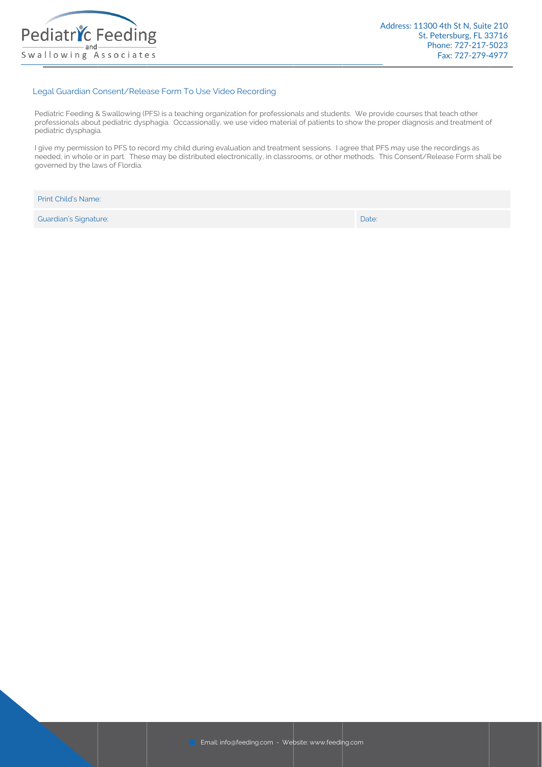Pediatric Feeding and Swallowing Associates

Address: 11300 4th St N, Suite 210
St. Petersburg, FL 33716
Phone: 727-217-5023
Fax: 727-279-4977

## Legal Guardian Consent/Release Form To Use Video Recording

Pediatric Feeding & Swallowing (PFS) is a teaching organization for professionals and students. We provide courses that teach other professionals about pediatric dysphagia. Occassionally, we use video material of patients to show the proper diagnosis and treatment of pediatric dysphagia.

I give my permission to PFS to record my child during evaluation and treatment sessions. I agree that PFS may use the recordings as needed, in whole or in part. These may be distributed electronically, in classrooms, or other methods. This Consent/Release Form shall be governed by the laws of Flordia.

| Print Child's Name: | |
|---|---|
| Guardian's Signature: | Date: |

Email: info@feeding.com - Website: www.feeding.com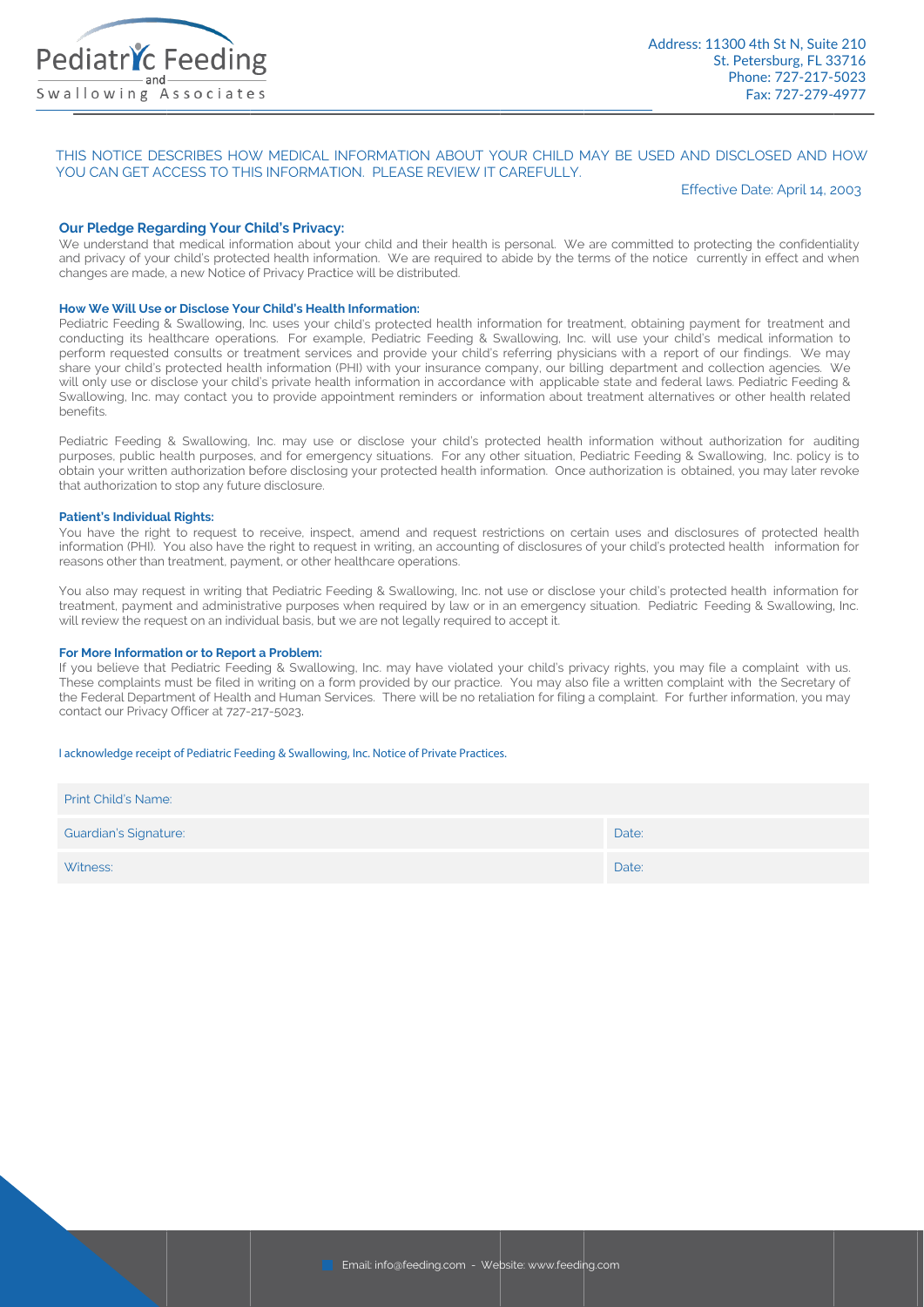Pediatric Feeding and Swallowing Associates

Address: 11300 4th St N, Suite 210
St. Petersburg, FL 33716
Phone: 727-217-5023
Fax: 727-279-4977

THIS NOTICE DESCRIBES HOW MEDICAL INFORMATION ABOUT YOUR CHILD MAY BE USED AND DISCLOSED AND HOW YOU CAN GET ACCESS TO THIS INFORMATION. PLEASE REVIEW IT CAREFULLY.

Effective Date: April 14, 2003

### Our Pledge Regarding Your Child's Privacy:

We understand that medical information about your child and their health is personal. We are committed to protecting the confidentiality and privacy of your child's protected health information. We are required to abide by the terms of the notice currently in effect and when changes are made, a new Notice of Privacy Practice will be distributed.

### How We Will Use or Disclose Your Child's Health Information:

Pediatric Feeding & Swallowing, Inc. uses your child's protected health information for treatment, obtaining payment for treatment and conducting its healthcare operations. For example, Pediatric Feeding & Swallowing, Inc. will use your child's medical information to perform requested consults or treatment services and provide your child's referring physicians with a report of our findings. We may share your child's protected health information (PHI) with your insurance company, our billing department and collection agencies. We will only use or disclose your child's private health information in accordance with applicable state and federal laws. Pediatric Feeding & Swallowing, Inc. may contact you to provide appointment reminders or information about treatment alternatives or other health related benefits.

Pediatric Feeding & Swallowing, Inc. may use or disclose your child's protected health information without authorization for auditing purposes, public health purposes, and for emergency situations. For any other situation, Pediatric Feeding & Swallowing, Inc. policy is to obtain your written authorization before disclosing your protected health information. Once authorization is obtained, you may later revoke that authorization to stop any future disclosure.

### Patient's Individual Rights:

You have the right to request to receive, inspect, amend and request restrictions on certain uses and disclosures of protected health information (PHI). You also have the right to request in writing, an accounting of disclosures of your child's protected health information for reasons other than treatment, payment, or other healthcare operations.

You also may request in writing that Pediatric Feeding & Swallowing, Inc. not use or disclose your child's protected health information for treatment, payment and administrative purposes when required by law or in an emergency situation. Pediatric Feeding & Swallowing, Inc. will review the request on an individual basis, but we are not legally required to accept it.

### For More Information or to Report a Problem:

If you believe that Pediatric Feeding & Swallowing, Inc. may have violated your child's privacy rights, you may file a complaint with us. These complaints must be filed in writing on a form provided by our practice. You may also file a written complaint with the Secretary of the Federal Department of Health and Human Services. There will be no retaliation for filing a complaint. For further information, you may contact our Privacy Officer at 727-217-5023.

I acknowledge receipt of Pediatric Feeding & Swallowing, Inc. Notice of Private Practices.

| Print Child's Name: | |
|---|---|
| Guardian's Signature: | Date: |
| Witness: | Date: |

Email: info@feeding.com - Website: www.feeding.com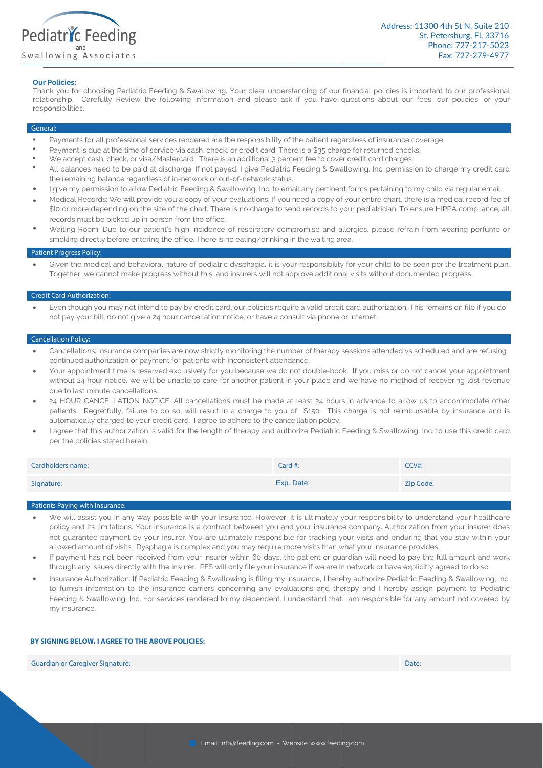# Pediatric Feeding and Swallowing Associates

Address: 11300 4th St N, Suite 210
St. Petersburg, FL 33716
Phone: 727-217-5023
Fax: 727-279-4977

**Our Policies:**

Thank you for choosing Pediatric Feeding & Swallowing. Your clear understanding of our financial policies is important to our professional relationship. Carefully Review the following information and please ask if you have questions about our fees, our policies, or your responsibilities.

## General:

- Payments for all professional services rendered are the responsibility of the patient regardless of insurance coverage.
- Payment is due at the time of service via cash, check, or credit card. There is a $35 charge for returned checks.
- We accept cash, check, or visa/Mastercard. There is an additional 3 percent fee to cover credit card charges.
- All balances need to be paid at discharge. If not payed, I give Pediatric Feeding & Swallowing, Inc. permission to charge my credit card the remaining balance regardless of in-network or out-of-network status.
- I give my permission to allow Pediatric Feeding & Swallowing, Inc. to email any pertinent forms pertaining to my child via regular email.
- Medical Records: We will provide you a copy of your evaluations. If you need a copy of your entire chart, there is a medical record fee of $10 or more depending on the size of the chart. There is no charge to send records to your pediatrician. To ensure HIPPA compliance, all records must be picked up in person from the office.
- Waiting Room: Due to our patient's high incidence of respiratory compromise and allergies, please refrain from wearing perfume or smoking directly before entering the office. There is no eating/drinking in the waiting area.

## Patient Progress Policy:

- Given the medical and behavioral nature of pediatric dysphagia, it is your responsibility for your child to be seen per the treatment plan. Together, we cannot make progress without this, and insurers will not approve additional visits without documented progress.

## Credit Card Authorization:

- Even though you may not intend to pay by credit card, our policies require a valid credit card authorization. This remains on file if you do not pay your bill, do not give a 24 hour cancellation notice, or have a consult via phone or internet.

## Cancellation Policy:

- Cancellations: Insurance companies are now strictly monitoring the number of therapy sessions attended vs scheduled and are refusing continued authorization or payment for patients with inconsistent attendance.
- Your appointment time is reserved exclusively for you because we do not double-book. If you miss or do not cancel your appointment without 24 hour notice, we will be unable to care for another patient in your place and we have no method of recovering lost revenue due to last minute cancellations.
- 24 HOUR CANCELLATION NOTICE: All cancellations must be made at least 24 hours in advance to allow us to accommodate other patients. Regretfully, failure to do so, will result in a charge to you of $150. This charge is not reimbursable by insurance and is automatically charged to your credit card. I agree to adhere to the cancellation policy.
- I agree that this authorization is valid for the length of therapy and authorize Pediatric Feeding & Swallowing, Inc. to use this credit card per the policies stated herein.

| | | |
|---|---|---|
| Cardholders name: | Card #: | CCV#: |
| Signature: | Exp. Date: | Zip Code: |

## Patients Paying with Insurance:

- We will assist you in any way possible with your insurance. However, it is ultimately your responsibility to understand your healthcare policy and its limitations. Your insurance is a contract between you and your insurance company. Authorization from your insurer does not guarantee payment by your insurer. You are ultimately responsible for tracking your visits and enduring that you stay within your allowed amount of visits. Dysphagia is complex and you may require more visits than what your insurance provides.
- If payment has not been received from your insurer within 60 days, the patient or guardian will need to pay the full amount and work through any issues directly with the insurer. PFS will only file your insurance if we are in network or have explicitly agreed to do so.
- Insurance Authorization: If Pediatric Feeding & Swallowing is filing my insurance, I hereby authorize Pediatric Feeding & Swallowing, Inc. to furnish information to the insurance carriers concerning any evaluations and therapy and I hereby assign payment to Pediatric Feeding & Swallowing, Inc. For services rendered to my dependent. I understand that I am responsible for any amount not covered by my insurance.

**BY SIGNING BELOW, I AGREE TO THE ABOVE POLICIES:**

| | |
|---|---|
| Guardian or Caregiver Signature: | Date: |

Email: info@feeding.com - Website: www.feeding.com